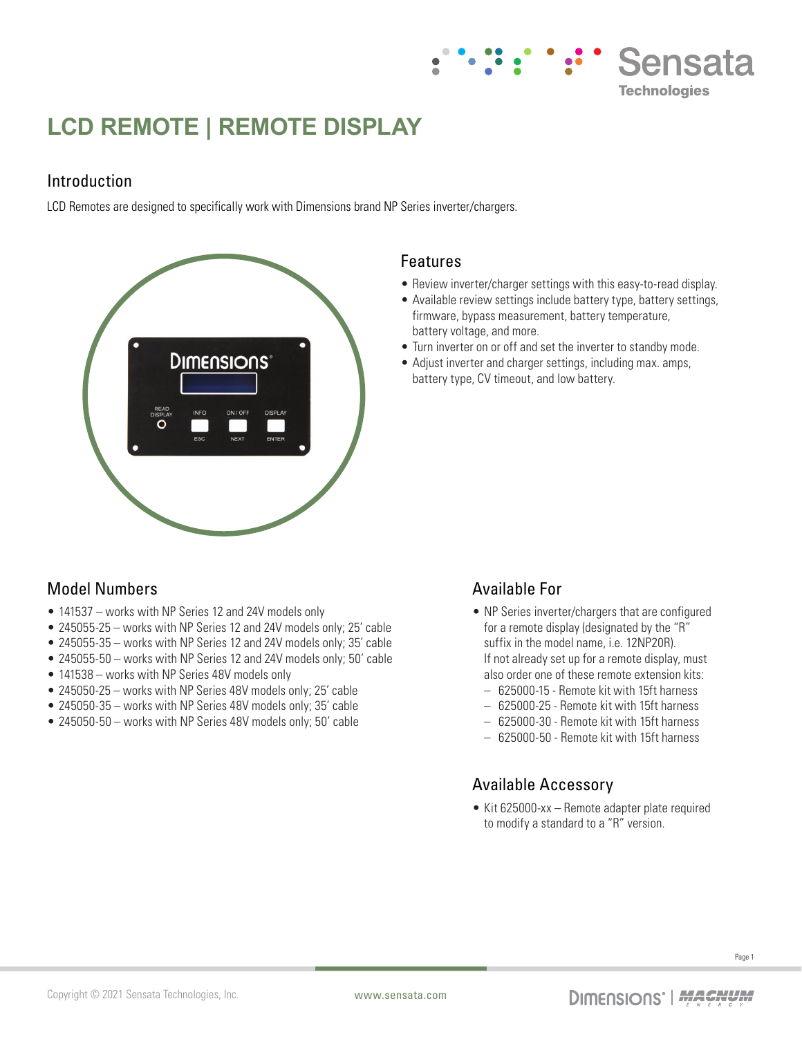# LCD REMOTE | REMOTE DISPLAY

## Introduction

LCD Remotes are designed to specifically work with Dimensions brand NP Series inverter/chargers.

## Features

- Review inverter/charger settings with this easy-to-read display.
- Available review settings include battery type, battery settings, firmware, bypass measurement, battery temperature, battery voltage, and more.
- Turn inverter on or off and set the inverter to standby mode.
- Adjust inverter and charger settings, including max. amps, battery type, CV timeout, and low battery.

## Model Numbers

- 141537 – works with NP Series 12 and 24V models only
- 245055-25 – works with NP Series 12 and 24V models only; 25' cable
- 245055-35 – works with NP Series 12 and 24V models only; 35' cable
- 245055-50 – works with NP Series 12 and 24V models only; 50' cable
- 141538 – works with NP Series 48V models only
- 245050-25 – works with NP Series 48V models only; 25' cable
- 245050-35 – works with NP Series 48V models only; 35' cable
- 245050-50 – works with NP Series 48V models only; 50' cable

## Available For

- NP Series inverter/chargers that are configured for a remote display (designated by the "R" suffix in the model name, i.e. 12NP20R). If not already set up for a remote display, must also order one of these remote extension kits:
  - 625000-15 - Remote kit with 15ft harness
  - 625000-25 - Remote kit with 15ft harness
  - 625000-30 - Remote kit with 15ft harness
  - 625000-50 - Remote kit with 15ft harness

## Available Accessory

- Kit 625000-xx – Remote adapter plate required to modify a standard to a "R" version.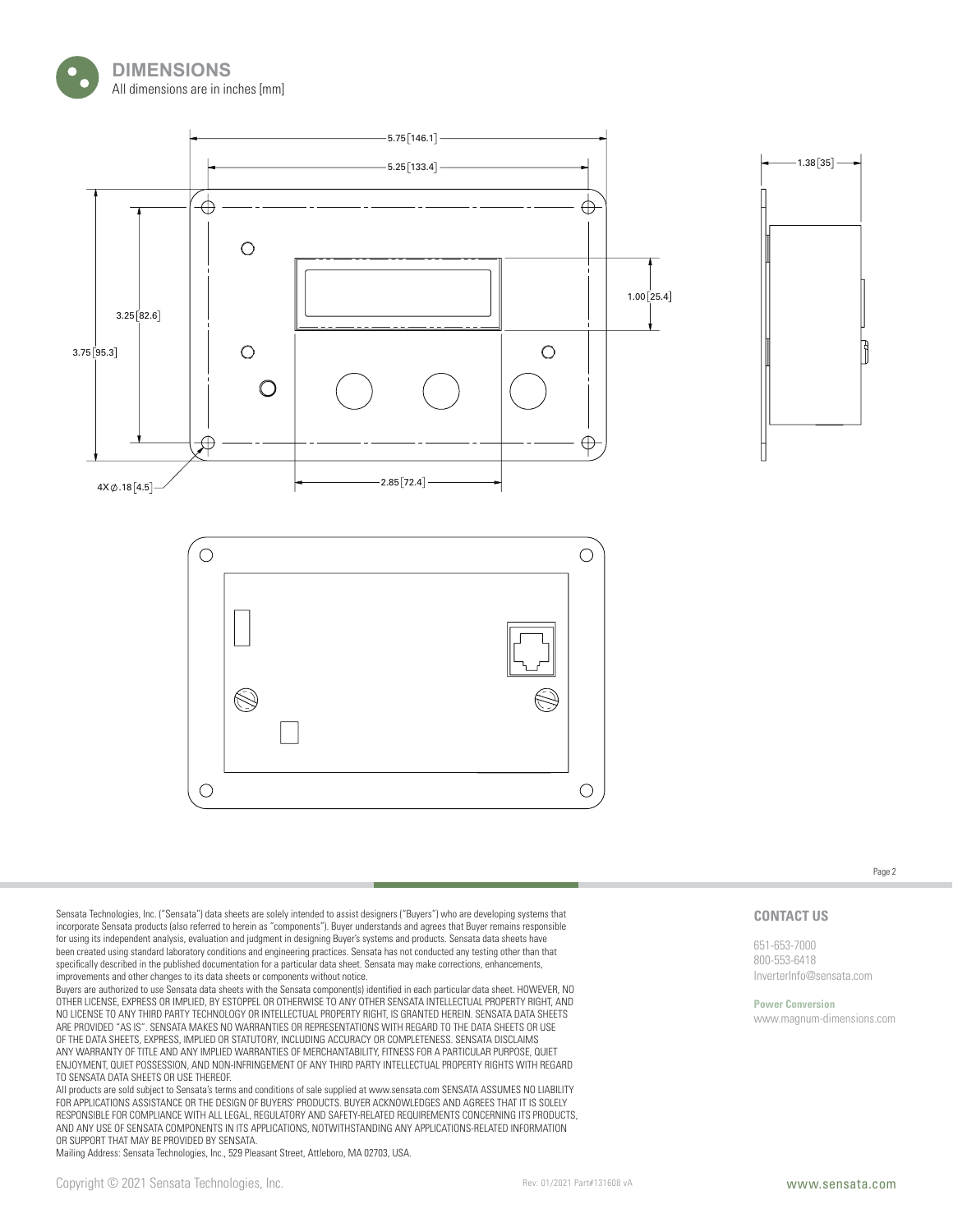## DIMENSIONS

All dimensions are in inches [mm]

5.75 [146.1]

5.25 [133.4]

1.38 [35]

1.00 [25.4]

3.25 [82.6]

3.75 [95.3]

4X ⌀.18 [4.5]

2.85 [72.4]

Sensata Technologies, Inc. ("Sensata") data sheets are solely intended to assist designers ("Buyers") who are developing systems that incorporate Sensata products (also referred to herein as "components"). Buyer understands and agrees that Buyer remains responsible for using its independent analysis, evaluation and judgment in designing Buyer's systems and products. Sensata data sheets have been created using standard laboratory conditions and engineering practices. Sensata has not conducted any testing other than that specifically described in the published documentation for a particular data sheet. Sensata may make corrections, enhancements, improvements and other changes to its data sheets or components without notice.

Buyers are authorized to use Sensata data sheets with the Sensata component(s) identified in each particular data sheet. HOWEVER, NO OTHER LICENSE, EXPRESS OR IMPLIED, BY ESTOPPEL OR OTHERWISE TO ANY OTHER SENSATA INTELLECTUAL PROPERTY RIGHT, AND NO LICENSE TO ANY THIRD PARTY TECHNOLOGY OR INTELLECTUAL PROPERTY RIGHT, IS GRANTED HEREIN. SENSATA DATA SHEETS ARE PROVIDED "AS IS". SENSATA MAKES NO WARRANTIES OR REPRESENTATIONS WITH REGARD TO THE DATA SHEETS OR USE OF THE DATA SHEETS, EXPRESS, IMPLIED OR STATUTORY, INCLUDING ACCURACY OR COMPLETENESS. SENSATA DISCLAIMS ANY WARRANTY OF TITLE AND ANY IMPLIED WARRANTIES OF MERCHANTABILITY, FITNESS FOR A PARTICULAR PURPOSE, QUIET ENJOYMENT, QUIET POSSESSION, AND NON-INFRINGEMENT OF ANY THIRD PARTY INTELLECTUAL PROPERTY RIGHTS WITH REGARD TO SENSATA DATA SHEETS OR USE THEREOF.

All products are sold subject to Sensata's terms and conditions of sale supplied at www.sensata.com SENSATA ASSUMES NO LIABILITY FOR APPLICATIONS ASSISTANCE OR THE DESIGN OF BUYERS' PRODUCTS. BUYER ACKNOWLEDGES AND AGREES THAT IT IS SOLELY RESPONSIBLE FOR COMPLIANCE WITH ALL LEGAL, REGULATORY AND SAFETY-RELATED REQUIREMENTS CONCERNING ITS PRODUCTS, AND ANY USE OF SENSATA COMPONENTS IN ITS APPLICATIONS, NOTWITHSTANDING ANY APPLICATIONS-RELATED INFORMATION OR SUPPORT THAT MAY BE PROVIDED BY SENSATA.

Mailing Address: Sensata Technologies, Inc., 529 Pleasant Street, Attleboro, MA 02703, USA.

### CONTACT US

651-653-7000
800-553-6418
InverterInfo@sensata.com

**Power Conversion**
www.magnum-dimensions.com

Copyright © 2021 Sensata Technologies, Inc.

Rev: 01/2021 Part#131608 vA

www.sensata.com